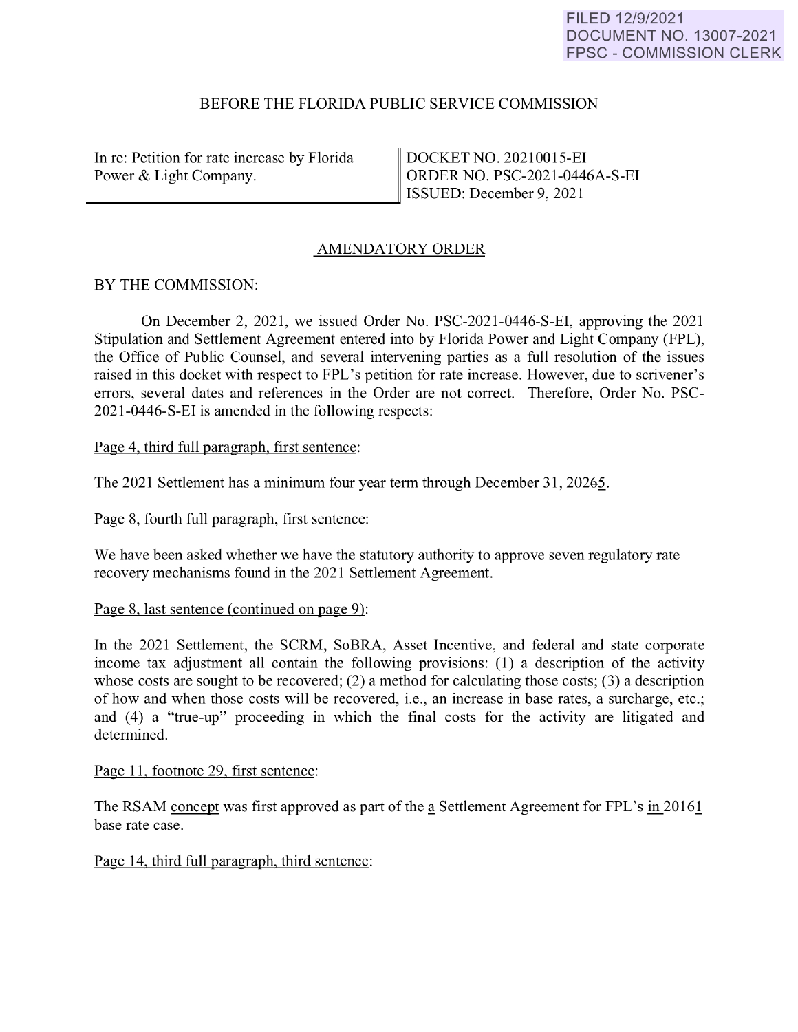FILED 12/9/2021
DOCUMENT NO. 13007-2021
FPSC - COMMISSION CLERK

BEFORE THE FLORIDA PUBLIC SERVICE COMMISSION

| In re: Petition for rate increase by Florida Power & Light Company. | DOCKET NO. 20210015-EI<br>ORDER NO. PSC-2021-0446A-S-EI<br>ISSUED: December 9, 2021 |
| --- | --- |

## AMENDATORY ORDER

BY THE COMMISSION:

On December 2, 2021, we issued Order No. PSC-2021-0446-S-EI, approving the 2021 Stipulation and Settlement Agreement entered into by Florida Power and Light Company (FPL), the Office of Public Counsel, and several intervening parties as a full resolution of the issues raised in this docket with respect to FPL's petition for rate increase. However, due to scrivener's errors, several dates and references in the Order are not correct. Therefore, Order No. PSC-2021-0446-S-EI is amended in the following respects:

Page 4, third full paragraph, first sentence:

The 2021 Settlement has a minimum four year term through December 31, 2026~~5~~.

Page 8, fourth full paragraph, first sentence:

We have been asked whether we have the statutory authority to approve seven regulatory rate recovery mechanisms ~~found in the 2021 Settlement Agreement~~.

Page 8, last sentence (continued on page 9):

In the 2021 Settlement, the SCRM, SoBRA, Asset Incentive, and federal and state corporate income tax adjustment all contain the following provisions: (1) a description of the activity whose costs are sought to be recovered; (2) a method for calculating those costs; (3) a description of how and when those costs will be recovered, i.e., an increase in base rates, a surcharge, etc.; and (4) a ~~"true-up"~~ proceeding in which the final costs for the activity are litigated and determined.

Page 11, footnote 29, first sentence:

The RSAM concept was first approved as part of ~~the~~ a Settlement Agreement for FPL~~'s~~ in 2016~~1~~ ~~base rate case~~.

Page 14, third full paragraph, third sentence: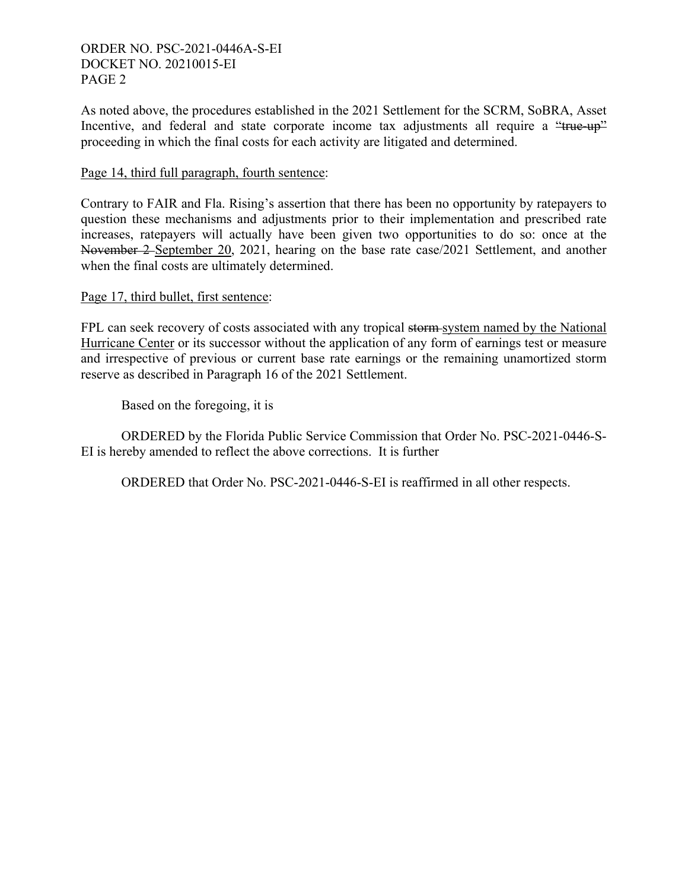As noted above, the procedures established in the 2021 Settlement for the SCRM, SoBRA, Asset Incentive, and federal and state corporate income tax adjustments all require a ~~"true-up"~~ proceeding in which the final costs for each activity are litigated and determined.

<u>Page 14, third full paragraph, fourth sentence</u>:

Contrary to FAIR and Fla. Rising's assertion that there has been no opportunity by ratepayers to question these mechanisms and adjustments prior to their implementation and prescribed rate increases, ratepayers will actually have been given two opportunities to do so: once at the ~~November 2~~ <u>September 20</u>, 2021, hearing on the base rate case/2021 Settlement, and another when the final costs are ultimately determined.

<u>Page 17, third bullet, first sentence</u>:

FPL can seek recovery of costs associated with any tropical ~~storm~~ <u>system named by the National Hurricane Center</u> or its successor without the application of any form of earnings test or measure and irrespective of previous or current base rate earnings or the remaining unamortized storm reserve as described in Paragraph 16 of the 2021 Settlement.

Based on the foregoing, it is

ORDERED by the Florida Public Service Commission that Order No. PSC-2021-0446-S-EI is hereby amended to reflect the above corrections. It is further

ORDERED that Order No. PSC-2021-0446-S-EI is reaffirmed in all other respects.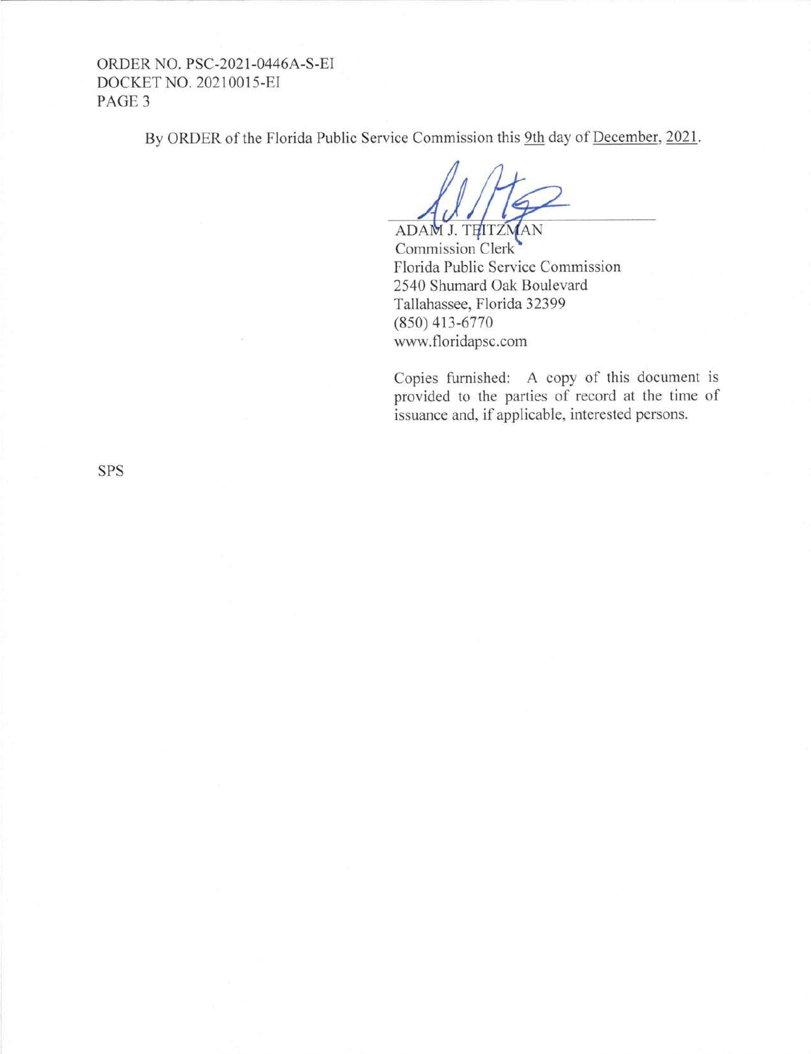By ORDER of the Florida Public Service Commission this 9th day of December, 2021.

ADAM J. TEITZMAN
Commission Clerk
Florida Public Service Commission
2540 Shumard Oak Boulevard
Tallahassee, Florida 32399
(850) 413-6770
www.floridapsc.com

Copies furnished: A copy of this document is provided to the parties of record at the time of issuance and, if applicable, interested persons.

SPS